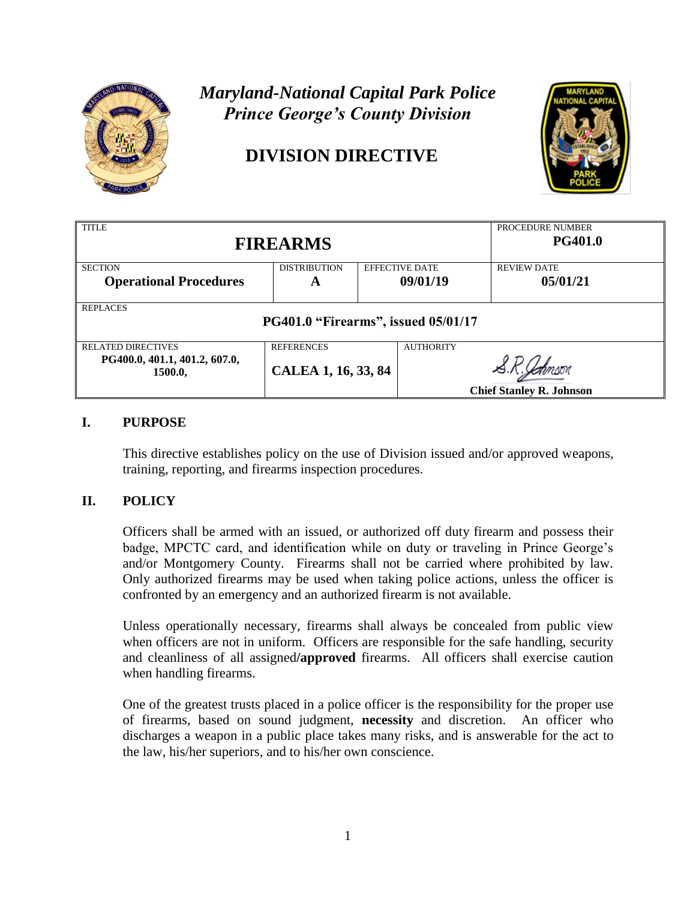# *Maryland-National Capital Park Police*
# *Prince George's County Division*

## DIVISION DIRECTIVE

| TITLE<br>**FIREARMS** | | | PROCEDURE NUMBER<br>**PG401.0** |
|---|---|---|---|
| SECTION<br>**Operational Procedures** | DISTRIBUTION<br>**A** | EFFECTIVE DATE<br>**09/01/19** | REVIEW DATE<br>**05/01/21** |
| REPLACES<br>**PG401.0 "Firearms", issued 05/01/17** | | | |
| RELATED DIRECTIVES<br>**PG400.0, 401.1, 401.2, 607.0, 1500.0,** | REFERENCES<br>**CALEA 1, 16, 33, 84** | AUTHORITY<br>S.R. Johnson<br>**Chief Stanley R. Johnson** | |

## I. PURPOSE

This directive establishes policy on the use of Division issued and/or approved weapons, training, reporting, and firearms inspection procedures.

## II. POLICY

Officers shall be armed with an issued, or authorized off duty firearm and possess their badge, MPCTC card, and identification while on duty or traveling in Prince George's and/or Montgomery County. Firearms shall not be carried where prohibited by law. Only authorized firearms may be used when taking police actions, unless the officer is confronted by an emergency and an authorized firearm is not available.

Unless operationally necessary, firearms shall always be concealed from public view when officers are not in uniform. Officers are responsible for the safe handling, security and cleanliness of all assigned/**approved** firearms. All officers shall exercise caution when handling firearms.

One of the greatest trusts placed in a police officer is the responsibility for the proper use of firearms, based on sound judgment, **necessity** and discretion. An officer who discharges a weapon in a public place takes many risks, and is answerable for the act to the law, his/her superiors, and to his/her own conscience.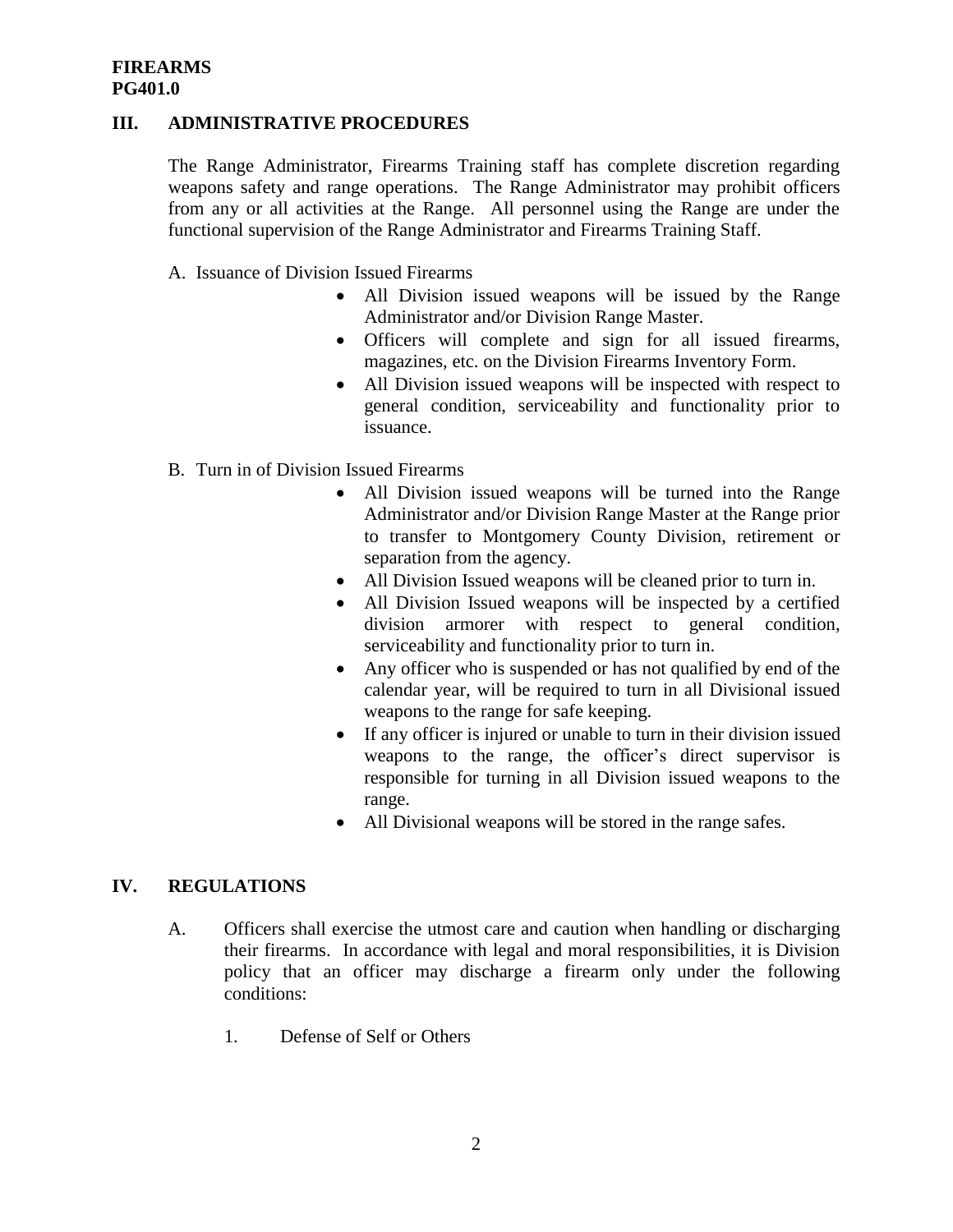**FIREARMS**
**PG401.0**

## III. ADMINISTRATIVE PROCEDURES

The Range Administrator, Firearms Training staff has complete discretion regarding weapons safety and range operations. The Range Administrator may prohibit officers from any or all activities at the Range. All personnel using the Range are under the functional supervision of the Range Administrator and Firearms Training Staff.

A. Issuance of Division Issued Firearms

- All Division issued weapons will be issued by the Range Administrator and/or Division Range Master.
- Officers will complete and sign for all issued firearms, magazines, etc. on the Division Firearms Inventory Form.
- All Division issued weapons will be inspected with respect to general condition, serviceability and functionality prior to issuance.

B. Turn in of Division Issued Firearms

- All Division issued weapons will be turned into the Range Administrator and/or Division Range Master at the Range prior to transfer to Montgomery County Division, retirement or separation from the agency.
- All Division Issued weapons will be cleaned prior to turn in.
- All Division Issued weapons will be inspected by a certified division armorer with respect to general condition, serviceability and functionality prior to turn in.
- Any officer who is suspended or has not qualified by end of the calendar year, will be required to turn in all Divisional issued weapons to the range for safe keeping.
- If any officer is injured or unable to turn in their division issued weapons to the range, the officer's direct supervisor is responsible for turning in all Division issued weapons to the range.
- All Divisional weapons will be stored in the range safes.

## IV. REGULATIONS

A. Officers shall exercise the utmost care and caution when handling or discharging their firearms. In accordance with legal and moral responsibilities, it is Division policy that an officer may discharge a firearm only under the following conditions:

1. Defense of Self or Others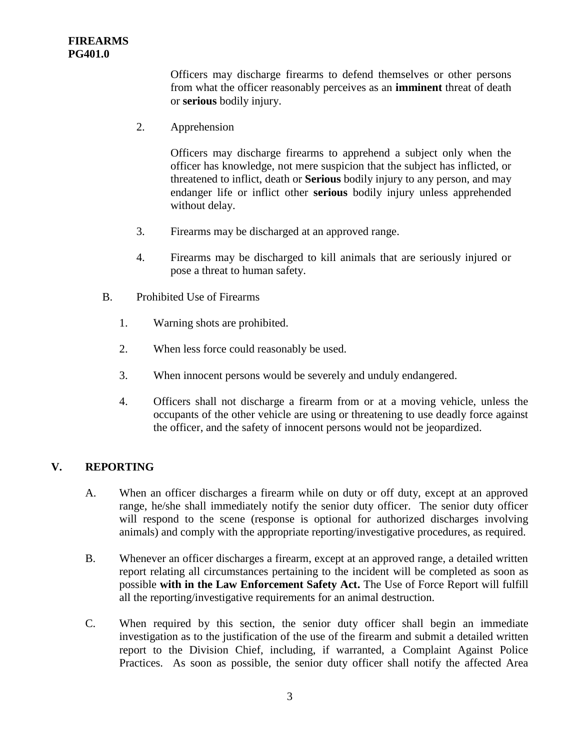Officers may discharge firearms to defend themselves or other persons from what the officer reasonably perceives as an **imminent** threat of death or **serious** bodily injury.

2. Apprehension

   Officers may discharge firearms to apprehend a subject only when the officer has knowledge, not mere suspicion that the subject has inflicted, or threatened to inflict, death or **Serious** bodily injury to any person, and may endanger life or inflict other **serious** bodily injury unless apprehended without delay.

3. Firearms may be discharged at an approved range.

4. Firearms may be discharged to kill animals that are seriously injured or pose a threat to human safety.

B. Prohibited Use of Firearms

   1. Warning shots are prohibited.

   2. When less force could reasonably be used.

   3. When innocent persons would be severely and unduly endangered.

   4. Officers shall not discharge a firearm from or at a moving vehicle, unless the occupants of the other vehicle are using or threatening to use deadly force against the officer, and the safety of innocent persons would not be jeopardized.

## V. REPORTING

A. When an officer discharges a firearm while on duty or off duty, except at an approved range, he/she shall immediately notify the senior duty officer. The senior duty officer will respond to the scene (response is optional for authorized discharges involving animals) and comply with the appropriate reporting/investigative procedures, as required.

B. Whenever an officer discharges a firearm, except at an approved range, a detailed written report relating all circumstances pertaining to the incident will be completed as soon as possible **with in the Law Enforcement Safety Act.** The Use of Force Report will fulfill all the reporting/investigative requirements for an animal destruction.

C. When required by this section, the senior duty officer shall begin an immediate investigation as to the justification of the use of the firearm and submit a detailed written report to the Division Chief, including, if warranted, a Complaint Against Police Practices. As soon as possible, the senior duty officer shall notify the affected Area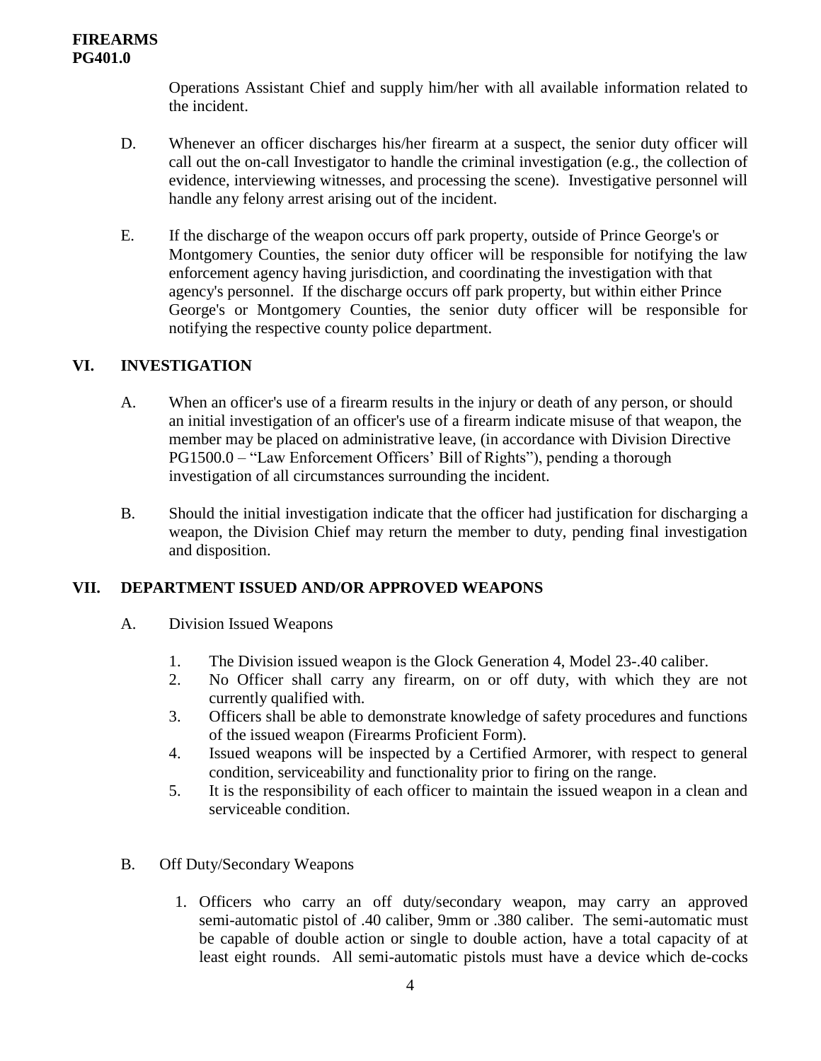Operations Assistant Chief and supply him/her with all available information related to the incident.

D. Whenever an officer discharges his/her firearm at a suspect, the senior duty officer will call out the on-call Investigator to handle the criminal investigation (e.g., the collection of evidence, interviewing witnesses, and processing the scene). Investigative personnel will handle any felony arrest arising out of the incident.

E. If the discharge of the weapon occurs off park property, outside of Prince George's or Montgomery Counties, the senior duty officer will be responsible for notifying the law enforcement agency having jurisdiction, and coordinating the investigation with that agency's personnel. If the discharge occurs off park property, but within either Prince George's or Montgomery Counties, the senior duty officer will be responsible for notifying the respective county police department.

## VI. INVESTIGATION

A. When an officer's use of a firearm results in the injury or death of any person, or should an initial investigation of an officer's use of a firearm indicate misuse of that weapon, the member may be placed on administrative leave, (in accordance with Division Directive PG1500.0 – "Law Enforcement Officers' Bill of Rights"), pending a thorough investigation of all circumstances surrounding the incident.

B. Should the initial investigation indicate that the officer had justification for discharging a weapon, the Division Chief may return the member to duty, pending final investigation and disposition.

## VII. DEPARTMENT ISSUED AND/OR APPROVED WEAPONS

A. Division Issued Weapons

1. The Division issued weapon is the Glock Generation 4, Model 23-.40 caliber.
2. No Officer shall carry any firearm, on or off duty, with which they are not currently qualified with.
3. Officers shall be able to demonstrate knowledge of safety procedures and functions of the issued weapon (Firearms Proficient Form).
4. Issued weapons will be inspected by a Certified Armorer, with respect to general condition, serviceability and functionality prior to firing on the range.
5. It is the responsibility of each officer to maintain the issued weapon in a clean and serviceable condition.

B. Off Duty/Secondary Weapons

1. Officers who carry an off duty/secondary weapon, may carry an approved semi-automatic pistol of .40 caliber, 9mm or .380 caliber. The semi-automatic must be capable of double action or single to double action, have a total capacity of at least eight rounds. All semi-automatic pistols must have a device which de-cocks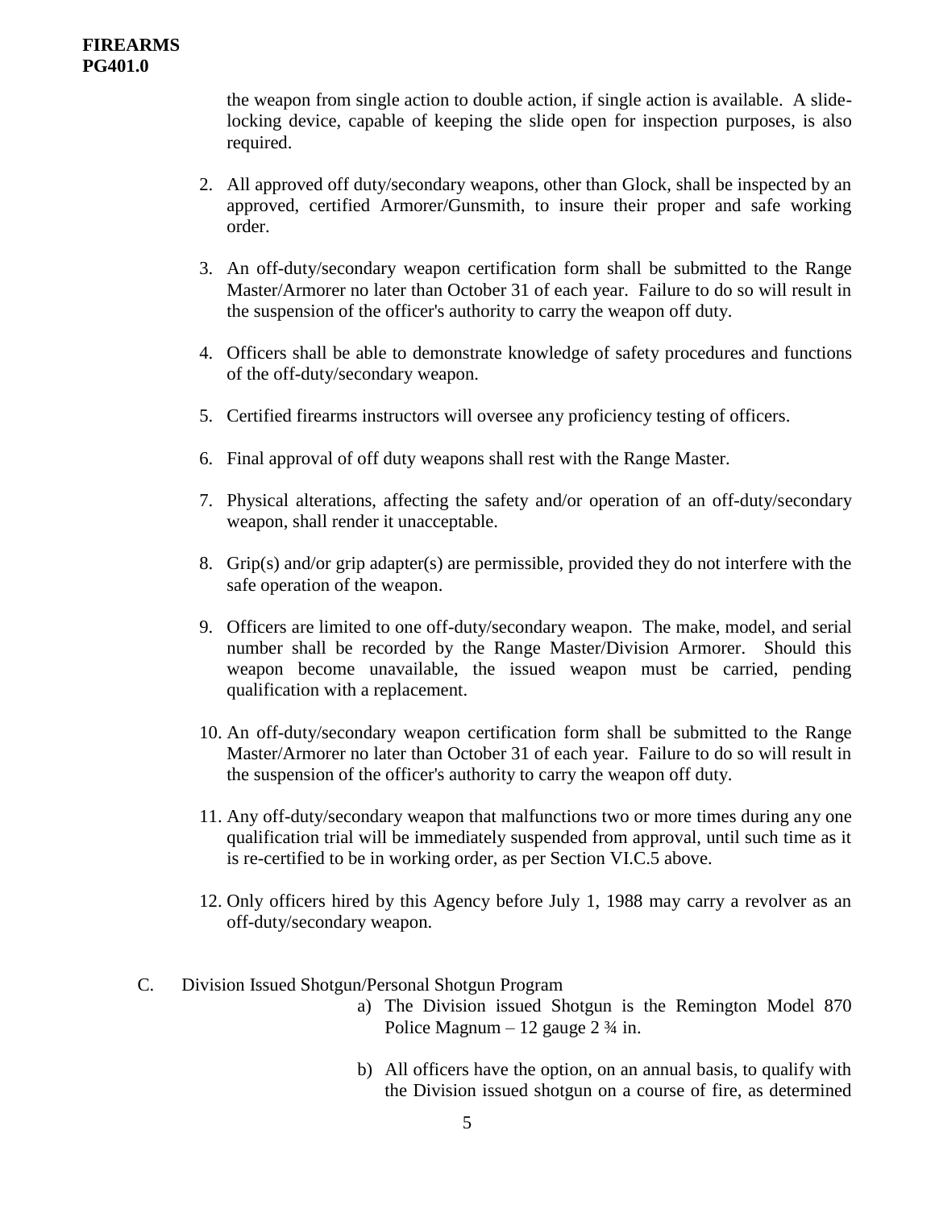the weapon from single action to double action, if single action is available. A slide-locking device, capable of keeping the slide open for inspection purposes, is also required.

2. All approved off duty/secondary weapons, other than Glock, shall be inspected by an approved, certified Armorer/Gunsmith, to insure their proper and safe working order.

3. An off-duty/secondary weapon certification form shall be submitted to the Range Master/Armorer no later than October 31 of each year. Failure to do so will result in the suspension of the officer's authority to carry the weapon off duty.

4. Officers shall be able to demonstrate knowledge of safety procedures and functions of the off-duty/secondary weapon.

5. Certified firearms instructors will oversee any proficiency testing of officers.

6. Final approval of off duty weapons shall rest with the Range Master.

7. Physical alterations, affecting the safety and/or operation of an off-duty/secondary weapon, shall render it unacceptable.

8. Grip(s) and/or grip adapter(s) are permissible, provided they do not interfere with the safe operation of the weapon.

9. Officers are limited to one off-duty/secondary weapon. The make, model, and serial number shall be recorded by the Range Master/Division Armorer. Should this weapon become unavailable, the issued weapon must be carried, pending qualification with a replacement.

10. An off-duty/secondary weapon certification form shall be submitted to the Range Master/Armorer no later than October 31 of each year. Failure to do so will result in the suspension of the officer's authority to carry the weapon off duty.

11. Any off-duty/secondary weapon that malfunctions two or more times during any one qualification trial will be immediately suspended from approval, until such time as it is re-certified to be in working order, as per Section VI.C.5 above.

12. Only officers hired by this Agency before July 1, 1988 may carry a revolver as an off-duty/secondary weapon.

C. Division Issued Shotgun/Personal Shotgun Program

a) The Division issued Shotgun is the Remington Model 870 Police Magnum – 12 gauge 2 ¾ in.

b) All officers have the option, on an annual basis, to qualify with the Division issued shotgun on a course of fire, as determined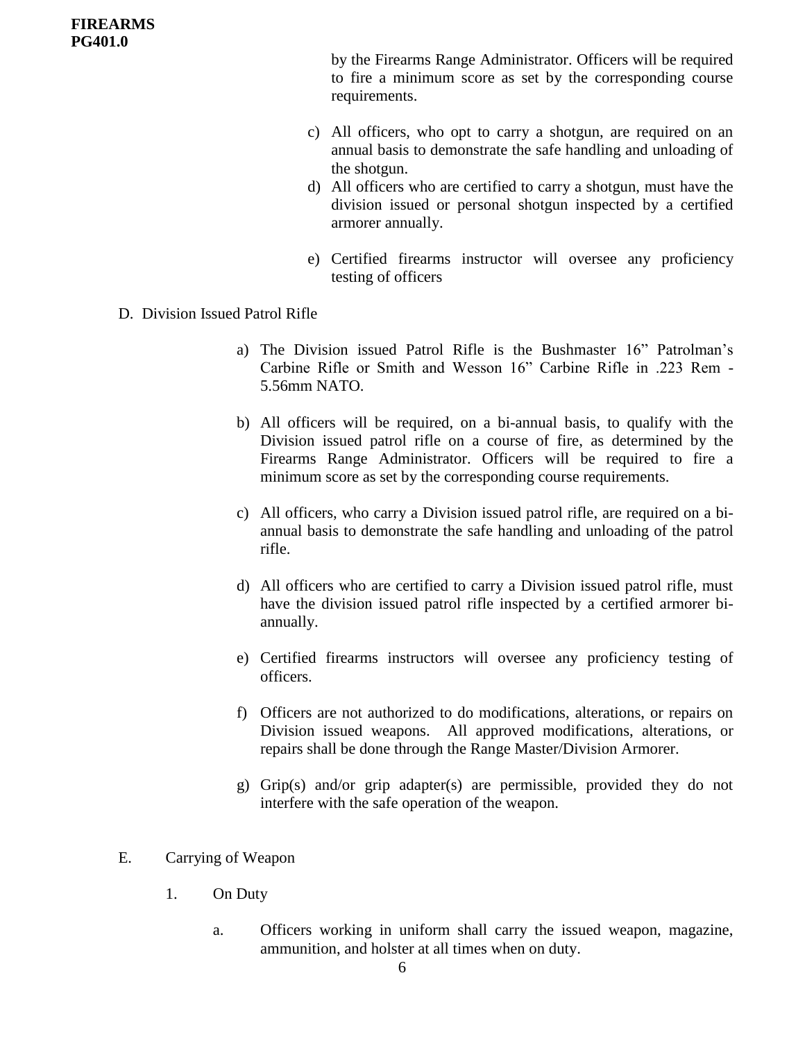by the Firearms Range Administrator. Officers will be required to fire a minimum score as set by the corresponding course requirements.

c) All officers, who opt to carry a shotgun, are required on an annual basis to demonstrate the safe handling and unloading of the shotgun.

d) All officers who are certified to carry a shotgun, must have the division issued or personal shotgun inspected by a certified armorer annually.

e) Certified firearms instructor will oversee any proficiency testing of officers

D. Division Issued Patrol Rifle

a) The Division issued Patrol Rifle is the Bushmaster 16" Patrolman's Carbine Rifle or Smith and Wesson 16" Carbine Rifle in .223 Rem - 5.56mm NATO.

b) All officers will be required, on a bi-annual basis, to qualify with the Division issued patrol rifle on a course of fire, as determined by the Firearms Range Administrator. Officers will be required to fire a minimum score as set by the corresponding course requirements.

c) All officers, who carry a Division issued patrol rifle, are required on a bi-annual basis to demonstrate the safe handling and unloading of the patrol rifle.

d) All officers who are certified to carry a Division issued patrol rifle, must have the division issued patrol rifle inspected by a certified armorer bi-annually.

e) Certified firearms instructors will oversee any proficiency testing of officers.

f) Officers are not authorized to do modifications, alterations, or repairs on Division issued weapons. All approved modifications, alterations, or repairs shall be done through the Range Master/Division Armorer.

g) Grip(s) and/or grip adapter(s) are permissible, provided they do not interfere with the safe operation of the weapon.

E. Carrying of Weapon

1. On Duty

a. Officers working in uniform shall carry the issued weapon, magazine, ammunition, and holster at all times when on duty.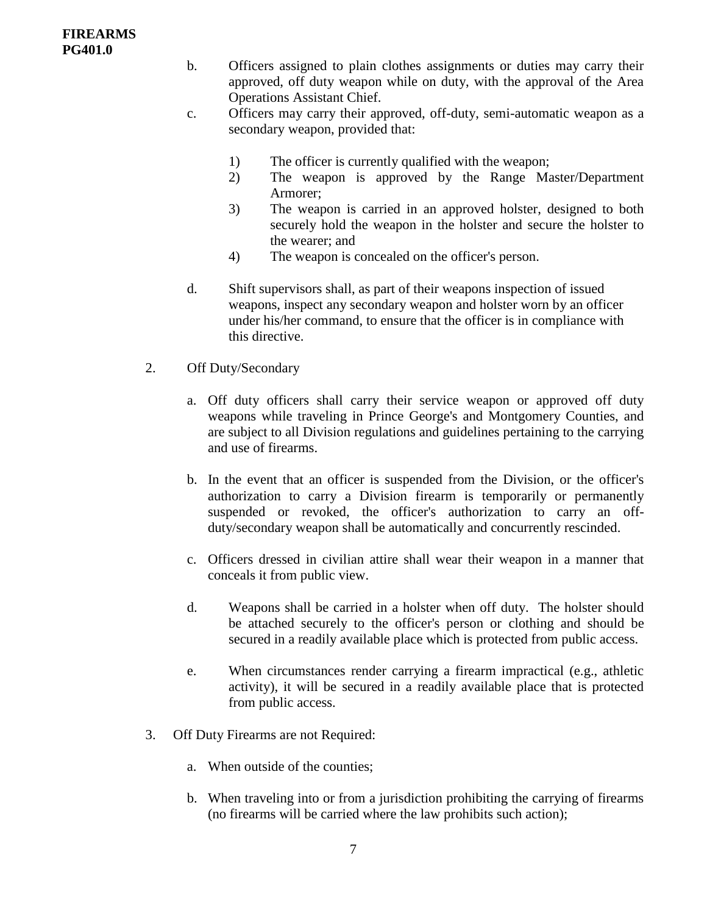b. Officers assigned to plain clothes assignments or duties may carry their approved, off duty weapon while on duty, with the approval of the Area Operations Assistant Chief.

c. Officers may carry their approved, off-duty, semi-automatic weapon as a secondary weapon, provided that:

   1) The officer is currently qualified with the weapon;
   2) The weapon is approved by the Range Master/Department Armorer;
   3) The weapon is carried in an approved holster, designed to both securely hold the weapon in the holster and secure the holster to the wearer; and
   4) The weapon is concealed on the officer's person.

d. Shift supervisors shall, as part of their weapons inspection of issued weapons, inspect any secondary weapon and holster worn by an officer under his/her command, to ensure that the officer is in compliance with this directive.

2. Off Duty/Secondary

   a. Off duty officers shall carry their service weapon or approved off duty weapons while traveling in Prince George's and Montgomery Counties, and are subject to all Division regulations and guidelines pertaining to the carrying and use of firearms.

   b. In the event that an officer is suspended from the Division, or the officer's authorization to carry a Division firearm is temporarily or permanently suspended or revoked, the officer's authorization to carry an off-duty/secondary weapon shall be automatically and concurrently rescinded.

   c. Officers dressed in civilian attire shall wear their weapon in a manner that conceals it from public view.

   d. Weapons shall be carried in a holster when off duty. The holster should be attached securely to the officer's person or clothing and should be secured in a readily available place which is protected from public access.

   e. When circumstances render carrying a firearm impractical (e.g., athletic activity), it will be secured in a readily available place that is protected from public access.

3. Off Duty Firearms are not Required:

   a. When outside of the counties;

   b. When traveling into or from a jurisdiction prohibiting the carrying of firearms (no firearms will be carried where the law prohibits such action);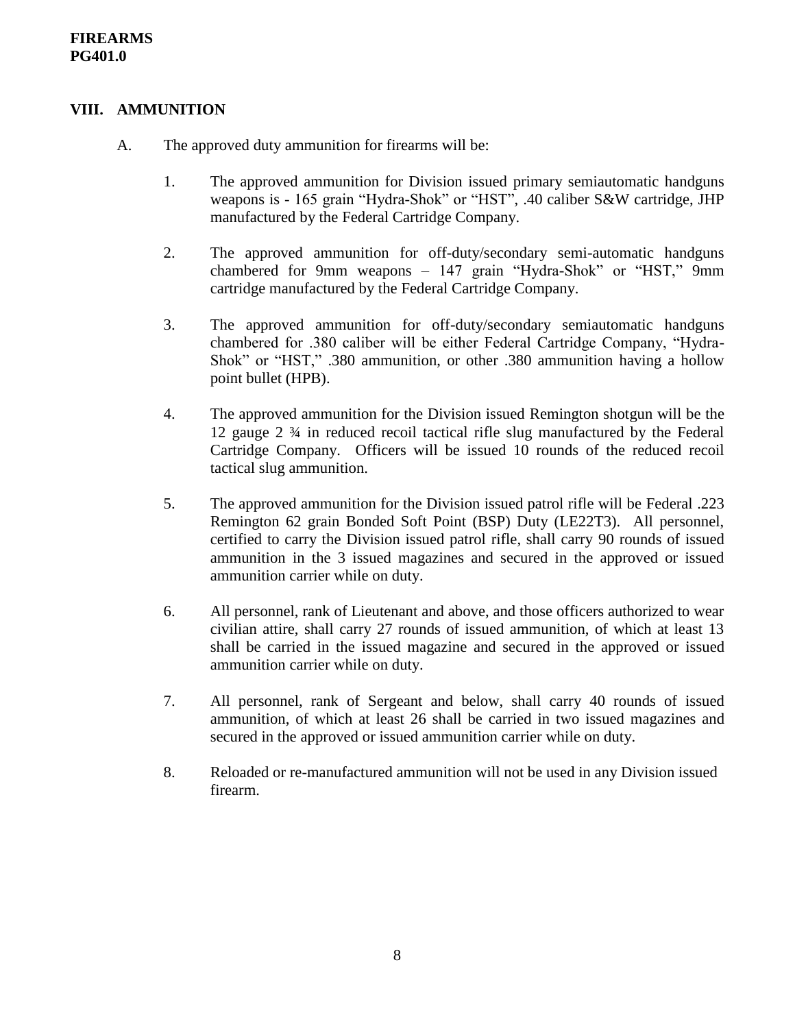## VIII. AMMUNITION

A. The approved duty ammunition for firearms will be:

1. The approved ammunition for Division issued primary semiautomatic handguns weapons is - 165 grain "Hydra-Shok" or "HST", .40 caliber S&W cartridge, JHP manufactured by the Federal Cartridge Company.

2. The approved ammunition for off-duty/secondary semi-automatic handguns chambered for 9mm weapons – 147 grain "Hydra-Shok" or "HST," 9mm cartridge manufactured by the Federal Cartridge Company.

3. The approved ammunition for off-duty/secondary semiautomatic handguns chambered for .380 caliber will be either Federal Cartridge Company, "Hydra-Shok" or "HST," .380 ammunition, or other .380 ammunition having a hollow point bullet (HPB).

4. The approved ammunition for the Division issued Remington shotgun will be the 12 gauge 2 ¾ in reduced recoil tactical rifle slug manufactured by the Federal Cartridge Company. Officers will be issued 10 rounds of the reduced recoil tactical slug ammunition.

5. The approved ammunition for the Division issued patrol rifle will be Federal .223 Remington 62 grain Bonded Soft Point (BSP) Duty (LE22T3). All personnel, certified to carry the Division issued patrol rifle, shall carry 90 rounds of issued ammunition in the 3 issued magazines and secured in the approved or issued ammunition carrier while on duty.

6. All personnel, rank of Lieutenant and above, and those officers authorized to wear civilian attire, shall carry 27 rounds of issued ammunition, of which at least 13 shall be carried in the issued magazine and secured in the approved or issued ammunition carrier while on duty.

7. All personnel, rank of Sergeant and below, shall carry 40 rounds of issued ammunition, of which at least 26 shall be carried in two issued magazines and secured in the approved or issued ammunition carrier while on duty.

8. Reloaded or re-manufactured ammunition will not be used in any Division issued firearm.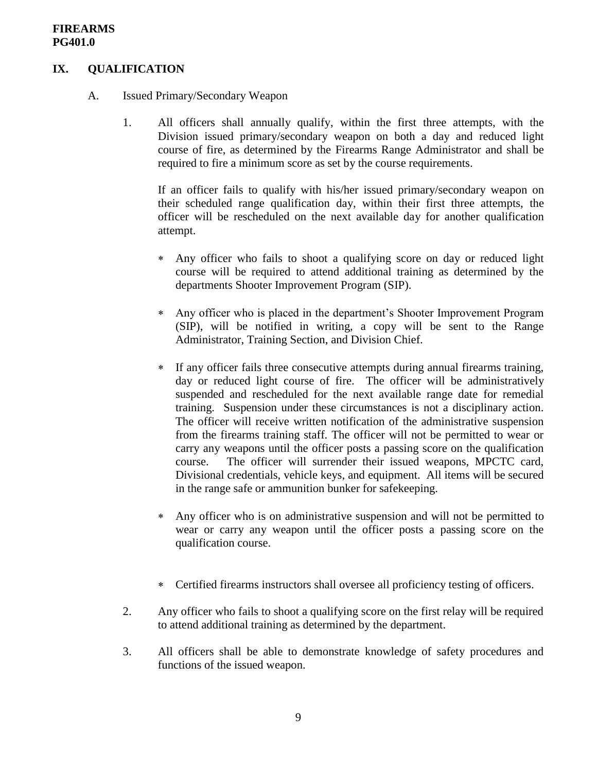## IX. QUALIFICATION

A. Issued Primary/Secondary Weapon

1. All officers shall annually qualify, within the first three attempts, with the Division issued primary/secondary weapon on both a day and reduced light course of fire, as determined by the Firearms Range Administrator and shall be required to fire a minimum score as set by the course requirements.

   If an officer fails to qualify with his/her issued primary/secondary weapon on their scheduled range qualification day, within their first three attempts, the officer will be rescheduled on the next available day for another qualification attempt.

   * Any officer who fails to shoot a qualifying score on day or reduced light course will be required to attend additional training as determined by the departments Shooter Improvement Program (SIP).

   * Any officer who is placed in the department's Shooter Improvement Program (SIP), will be notified in writing, a copy will be sent to the Range Administrator, Training Section, and Division Chief.

   * If any officer fails three consecutive attempts during annual firearms training, day or reduced light course of fire. The officer will be administratively suspended and rescheduled for the next available range date for remedial training. Suspension under these circumstances is not a disciplinary action. The officer will receive written notification of the administrative suspension from the firearms training staff. The officer will not be permitted to wear or carry any weapons until the officer posts a passing score on the qualification course. The officer will surrender their issued weapons, MPCTC card, Divisional credentials, vehicle keys, and equipment. All items will be secured in the range safe or ammunition bunker for safekeeping.

   * Any officer who is on administrative suspension and will not be permitted to wear or carry any weapon until the officer posts a passing score on the qualification course.

   * Certified firearms instructors shall oversee all proficiency testing of officers.

2. Any officer who fails to shoot a qualifying score on the first relay will be required to attend additional training as determined by the department.

3. All officers shall be able to demonstrate knowledge of safety procedures and functions of the issued weapon.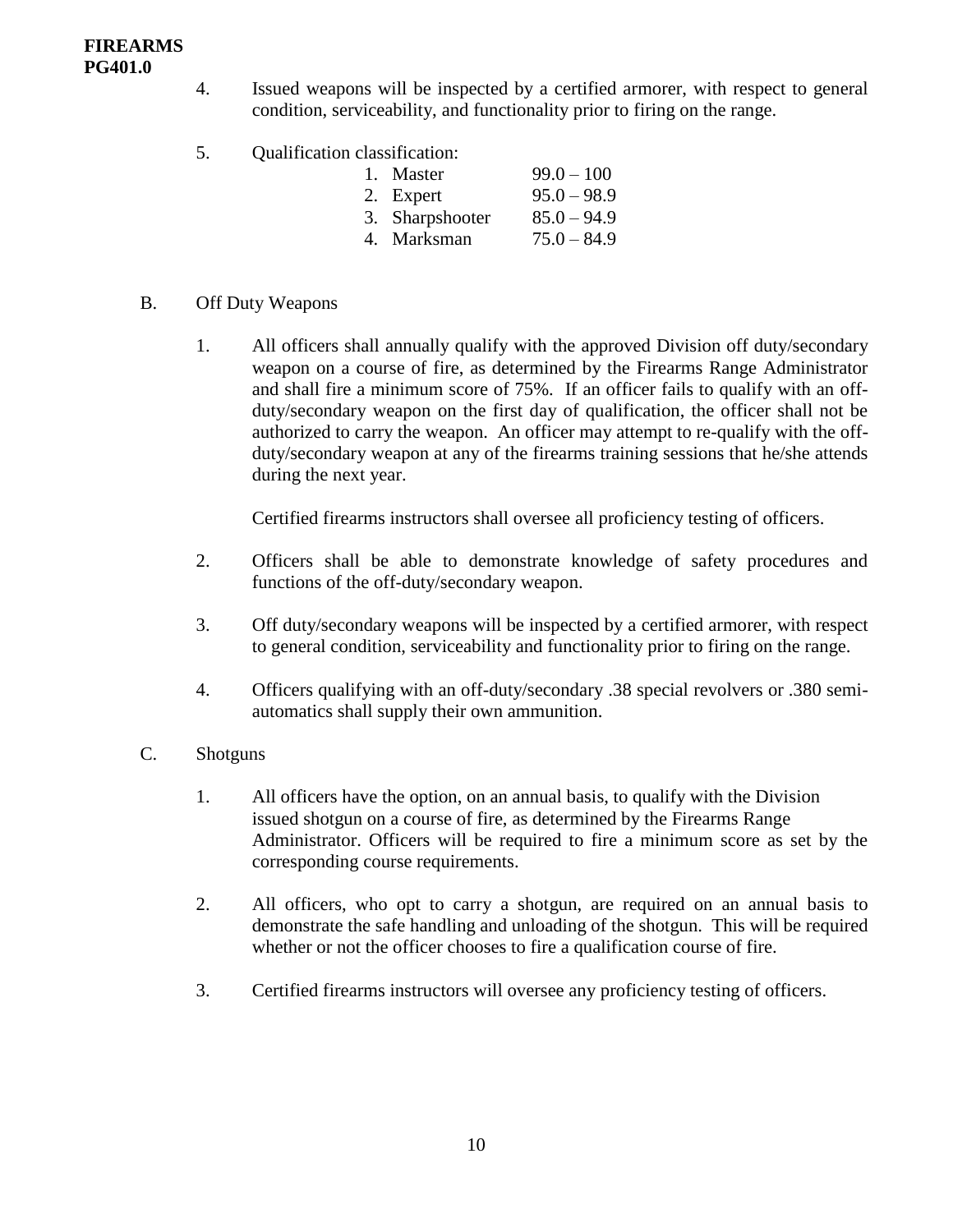4. Issued weapons will be inspected by a certified armorer, with respect to general condition, serviceability, and functionality prior to firing on the range.

5. Qualification classification:

   | | |
   |---|---|
   | 1. Master | 99.0 – 100 |
   | 2. Expert | 95.0 – 98.9 |
   | 3. Sharpshooter | 85.0 – 94.9 |
   | 4. Marksman | 75.0 – 84.9 |

B. Off Duty Weapons

1. All officers shall annually qualify with the approved Division off duty/secondary weapon on a course of fire, as determined by the Firearms Range Administrator and shall fire a minimum score of 75%. If an officer fails to qualify with an off-duty/secondary weapon on the first day of qualification, the officer shall not be authorized to carry the weapon. An officer may attempt to re-qualify with the off-duty/secondary weapon at any of the firearms training sessions that he/she attends during the next year.

   Certified firearms instructors shall oversee all proficiency testing of officers.

2. Officers shall be able to demonstrate knowledge of safety procedures and functions of the off-duty/secondary weapon.

3. Off duty/secondary weapons will be inspected by a certified armorer, with respect to general condition, serviceability and functionality prior to firing on the range.

4. Officers qualifying with an off-duty/secondary .38 special revolvers or .380 semi-automatics shall supply their own ammunition.

C. Shotguns

1. All officers have the option, on an annual basis, to qualify with the Division issued shotgun on a course of fire, as determined by the Firearms Range Administrator. Officers will be required to fire a minimum score as set by the corresponding course requirements.

2. All officers, who opt to carry a shotgun, are required on an annual basis to demonstrate the safe handling and unloading of the shotgun. This will be required whether or not the officer chooses to fire a qualification course of fire.

3. Certified firearms instructors will oversee any proficiency testing of officers.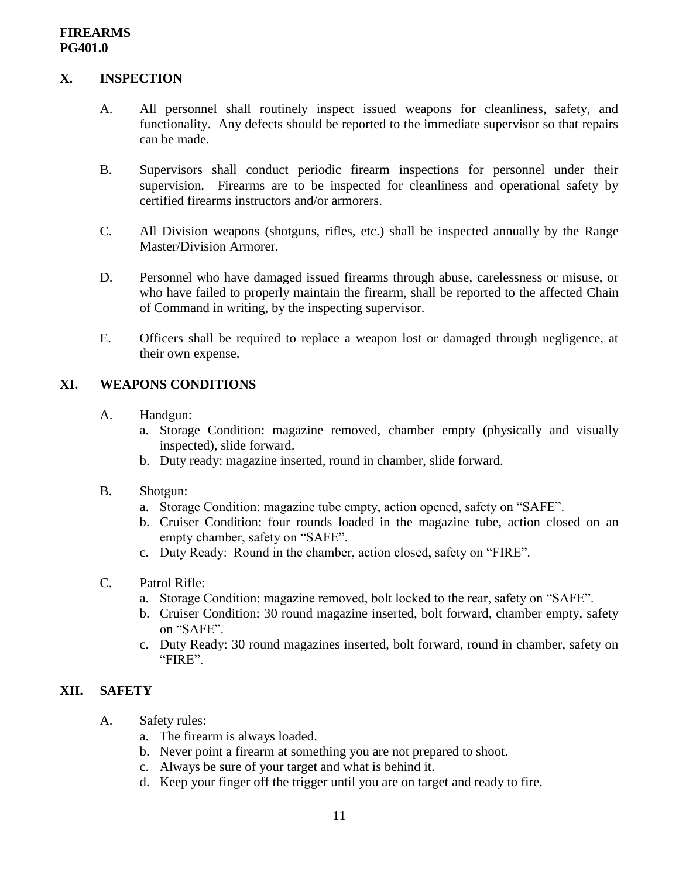## X. INSPECTION

A. All personnel shall routinely inspect issued weapons for cleanliness, safety, and functionality. Any defects should be reported to the immediate supervisor so that repairs can be made.

B. Supervisors shall conduct periodic firearm inspections for personnel under their supervision. Firearms are to be inspected for cleanliness and operational safety by certified firearms instructors and/or armorers.

C. All Division weapons (shotguns, rifles, etc.) shall be inspected annually by the Range Master/Division Armorer.

D. Personnel who have damaged issued firearms through abuse, carelessness or misuse, or who have failed to properly maintain the firearm, shall be reported to the affected Chain of Command in writing, by the inspecting supervisor.

E. Officers shall be required to replace a weapon lost or damaged through negligence, at their own expense.

## XI. WEAPONS CONDITIONS

A. Handgun:
   a. Storage Condition: magazine removed, chamber empty (physically and visually inspected), slide forward.
   b. Duty ready: magazine inserted, round in chamber, slide forward.

B. Shotgun:
   a. Storage Condition: magazine tube empty, action opened, safety on “SAFE”.
   b. Cruiser Condition: four rounds loaded in the magazine tube, action closed on an empty chamber, safety on “SAFE”.
   c. Duty Ready: Round in the chamber, action closed, safety on “FIRE”.

C. Patrol Rifle:
   a. Storage Condition: magazine removed, bolt locked to the rear, safety on “SAFE”.
   b. Cruiser Condition: 30 round magazine inserted, bolt forward, chamber empty, safety on “SAFE”.
   c. Duty Ready: 30 round magazines inserted, bolt forward, round in chamber, safety on “FIRE”.

## XII. SAFETY

A. Safety rules:
   a. The firearm is always loaded.
   b. Never point a firearm at something you are not prepared to shoot.
   c. Always be sure of your target and what is behind it.
   d. Keep your finger off the trigger until you are on target and ready to fire.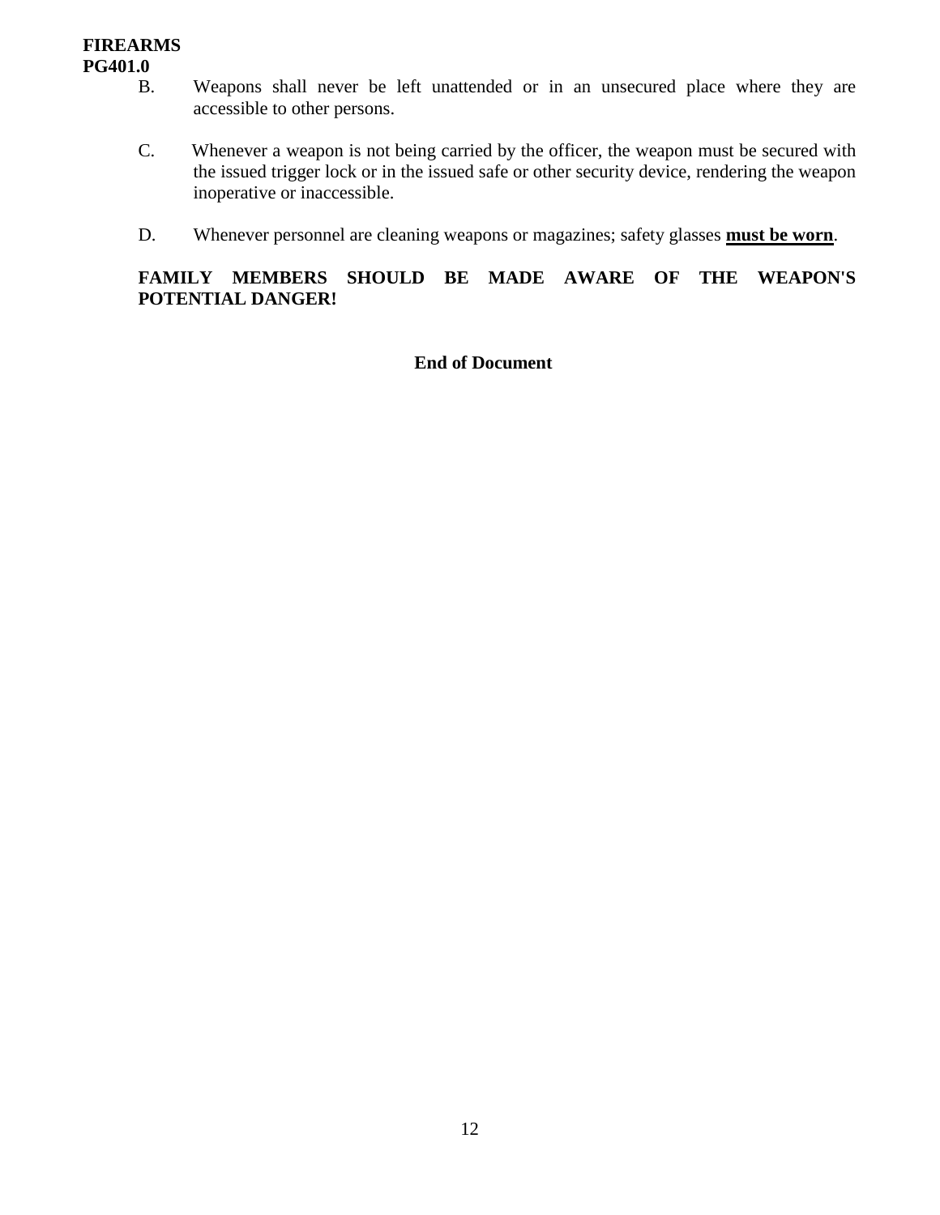B. Weapons shall never be left unattended or in an unsecured place where they are accessible to other persons.

C. Whenever a weapon is not being carried by the officer, the weapon must be secured with the issued trigger lock or in the issued safe or other security device, rendering the weapon inoperative or inaccessible.

D. Whenever personnel are cleaning weapons or magazines; safety glasses **<u>must be worn</u>**.

**FAMILY MEMBERS SHOULD BE MADE AWARE OF THE WEAPON'S POTENTIAL DANGER!**

**End of Document**